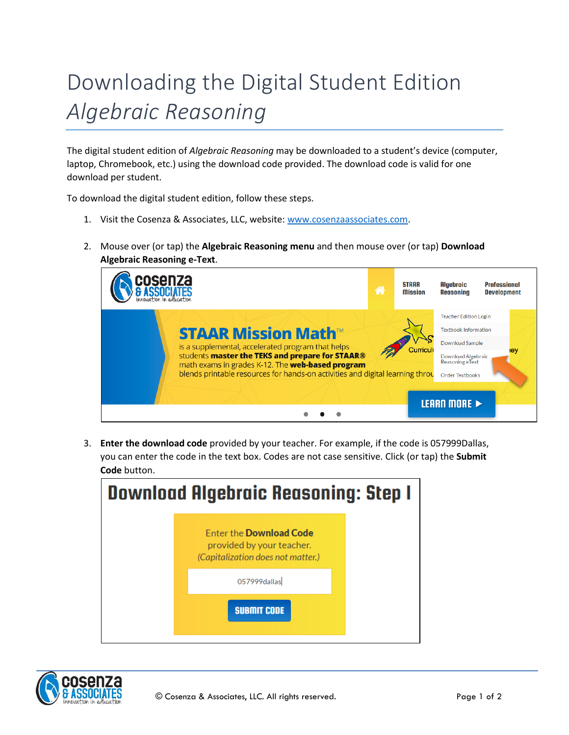# Downloading the Digital Student Edition *Algebraic Reasoning*

The digital student edition of *Algebraic Reasoning* may be downloaded to a student's device (computer, laptop, Chromebook, etc.) using the download code provided. The download code is valid for one download per student.

To download the digital student edition, follow these steps.

1. Visit the Cosenza & Associates, LLC, website: www.cosenzaassociates.com.

2. Mouse over (or tap) the **Algebraic Reasoning menu** and then mouse over (or tap) **Download Algebraic Reasoning e-Text**.

3. **Enter the download code** provided by your teacher. For example, if the code is 057999Dallas, you can enter the code in the text box. Codes are not case sensitive. Click (or tap) the **Submit Code** button.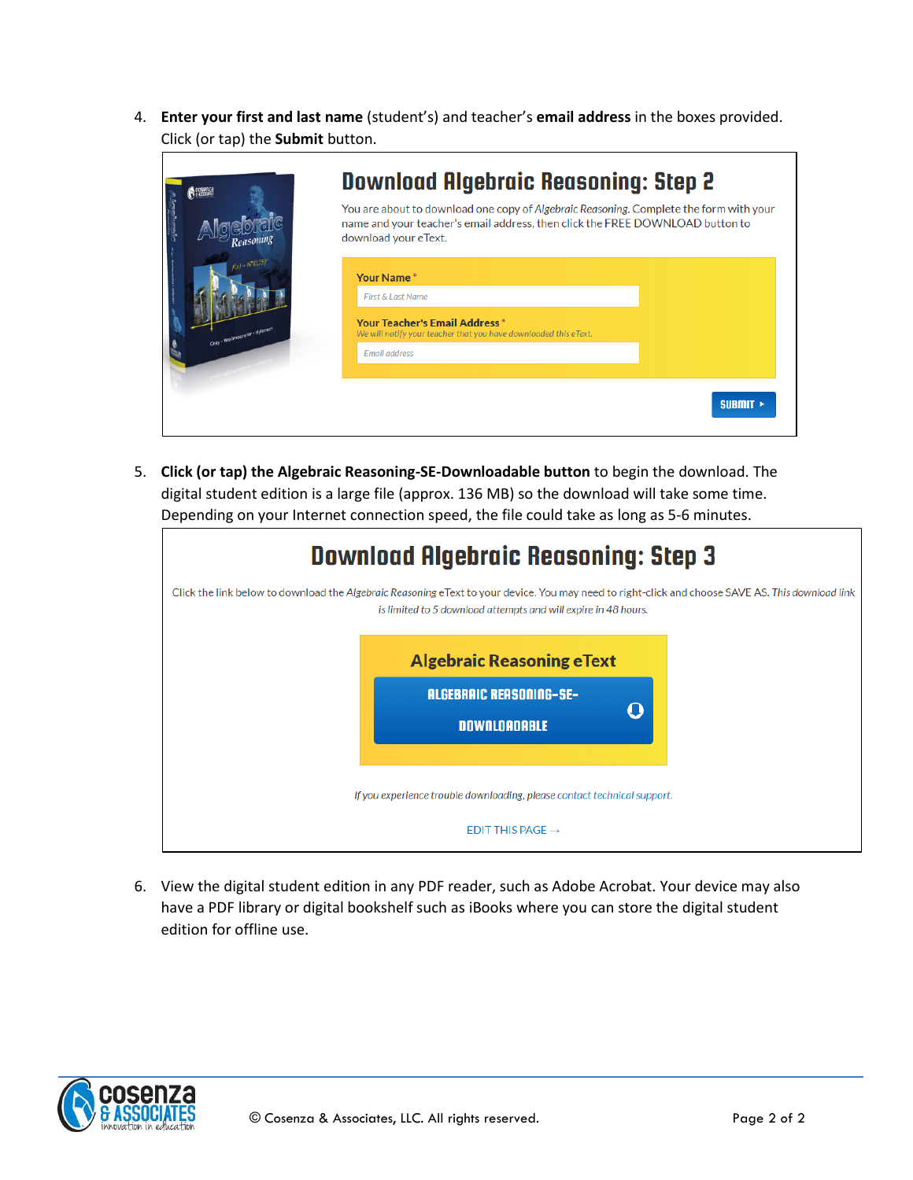4. **Enter your first and last name** (student's) and teacher's **email address** in the boxes provided. Click (or tap) the **Submit** button.

   **Download Algebraic Reasoning: Step 2**

   You are about to download one copy of *Algebraic Reasoning*. Complete the form with your name and your teacher's email address, then click the FREE DOWNLOAD button to download your eText.

   Your Name *

   First & Last Name

   Your Teacher's Email Address *

   *We will notify your teacher that you have downloaded this eText.*

   Email address

   SUBMIT ▸

5. **Click (or tap) the Algebraic Reasoning-SE-Downloadable button** to begin the download. The digital student edition is a large file (approx. 136 MB) so the download will take some time. Depending on your Internet connection speed, the file could take as long as 5-6 minutes.

   **Download Algebraic Reasoning: Step 3**

   Click the link below to download the *Algebraic Reasoning* eText to your device. You may need to right-click and choose SAVE AS. *This download link is limited to 5 download attempts and will expire in 48 hours.*

   Algebraic Reasoning eText

   ALGEBRAIC REASONING-SE-DOWNLOADABLE

   *If you experience trouble downloading, please contact technical support.*

   EDIT THIS PAGE →

6. View the digital student edition in any PDF reader, such as Adobe Acrobat. Your device may also have a PDF library or digital bookshelf such as iBooks where you can store the digital student edition for offline use.

© Cosenza & Associates, LLC. All rights reserved.